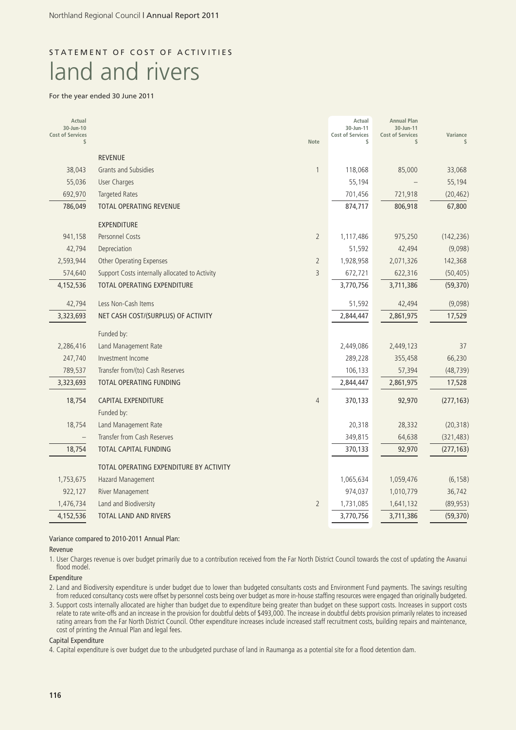## STATEMENT OF COST OF ACTIVITIES

# land and rivers

For the year ended 30 June 2011

| Actual 30-Jun-10 Cost of Services $ | | Note | Actual 30-Jun-11 Cost of Services $ | Annual Plan 30-Jun-11 Cost of Services $ | Variance $ |
|---|---|---|---|---|---|
| | REVENUE | | | | |
| 38,043 | Grants and Subsidies | 1 | 118,068 | 85,000 | 33,068 |
| 55,036 | User Charges | | 55,194 | – | 55,194 |
| 692,970 | Targeted Rates | | 701,456 | 721,918 | (20,462) |
| 786,049 | TOTAL OPERATING REVENUE | | 874,717 | 806,918 | 67,800 |
| | EXPENDITURE | | | | |
| 941,158 | Personnel Costs | 2 | 1,117,486 | 975,250 | (142,236) |
| 42,794 | Depreciation | | 51,592 | 42,494 | (9,098) |
| 2,593,944 | Other Operating Expenses | 2 | 1,928,958 | 2,071,326 | 142,368 |
| 574,640 | Support Costs internally allocated to Activity | 3 | 672,721 | 622,316 | (50,405) |
| 4,152,536 | TOTAL OPERATING EXPENDITURE | | 3,770,756 | 3,711,386 | (59,370) |
| 42,794 | Less Non-Cash Items | | 51,592 | 42,494 | (9,098) |
| 3,323,693 | NET CASH COST/(SURPLUS) OF ACTIVITY | | 2,844,447 | 2,861,975 | 17,529 |
| | Funded by: | | | | |
| 2,286,416 | Land Management Rate | | 2,449,086 | 2,449,123 | 37 |
| 247,740 | Investment Income | | 289,228 | 355,458 | 66,230 |
| 789,537 | Transfer from/(to) Cash Reserves | | 106,133 | 57,394 | (48,739) |
| 3,323,693 | TOTAL OPERATING FUNDING | | 2,844,447 | 2,861,975 | 17,528 |
| 18,754 | CAPITAL EXPENDITURE | 4 | 370,133 | 92,970 | (277,163) |
| | Funded by: | | | | |
| 18,754 | Land Management Rate | | 20,318 | 28,332 | (20,318) |
| – | Transfer from Cash Reserves | | 349,815 | 64,638 | (321,483) |
| 18,754 | TOTAL CAPITAL FUNDING | | 370,133 | 92,970 | (277,163) |
| | TOTAL OPERATING EXPENDITURE BY ACTIVITY | | | | |
| 1,753,675 | Hazard Management | | 1,065,634 | 1,059,476 | (6,158) |
| 922,127 | River Management | | 974,037 | 1,010,779 | 36,742 |
| 1,476,734 | Land and Biodiversity | 2 | 1,731,085 | 1,641,132 | (89,953) |
| 4,152,536 | TOTAL LAND AND RIVERS | | 3,770,756 | 3,711,386 | (59,370) |

Variance compared to 2010-2011 Annual Plan:

Revenue

1. User Charges revenue is over budget primarily due to a contribution received from the Far North District Council towards the cost of updating the Awanui flood model.

Expenditure

2. Land and Biodiversity expenditure is under budget due to lower than budgeted consultants costs and Environment Fund payments. The savings resulting from reduced consultancy costs were offset by personnel costs being over budget as more in-house staffing resources were engaged than originally budgeted.
3. Support costs internally allocated are higher than budget due to expenditure being greater than budget on these support costs. Increases in support costs relate to rate write-offs and an increase in the provision for doubtful debts of $493,000. The increase in doubtful debts provision primarily relates to increased rating arrears from the Far North District Council. Other expenditure increases include increased staff recruitment costs, building repairs and maintenance, cost of printing the Annual Plan and legal fees.

Capital Expenditure

4. Capital expenditure is over budget due to the unbudgeted purchase of land in Raumanga as a potential site for a flood detention dam.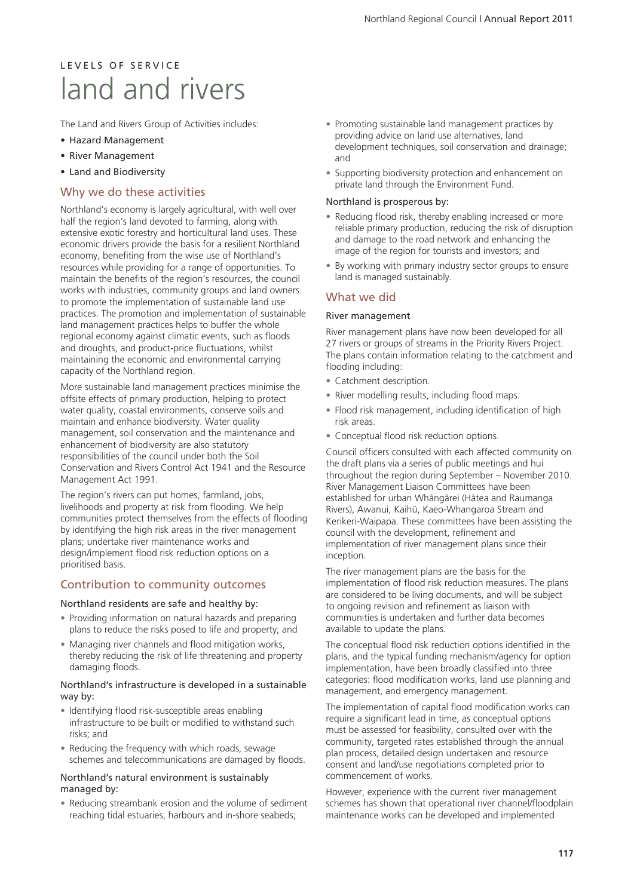LEVELS OF SERVICE

# land and rivers

The Land and Rivers Group of Activities includes:

- Hazard Management
- River Management
- Land and Biodiversity

## Why we do these activities

Northland's economy is largely agricultural, with well over half the region's land devoted to farming, along with extensive exotic forestry and horticultural land uses. These economic drivers provide the basis for a resilient Northland economy, benefiting from the wise use of Northland's resources while providing for a range of opportunities. To maintain the benefits of the region's resources, the council works with industries, community groups and land owners to promote the implementation of sustainable land use practices. The promotion and implementation of sustainable land management practices helps to buffer the whole regional economy against climatic events, such as floods and droughts, and product-price fluctuations, whilst maintaining the economic and environmental carrying capacity of the Northland region.

More sustainable land management practices minimise the offsite effects of primary production, helping to protect water quality, coastal environments, conserve soils and maintain and enhance biodiversity. Water quality management, soil conservation and the maintenance and enhancement of biodiversity are also statutory responsibilities of the council under both the Soil Conservation and Rivers Control Act 1941 and the Resource Management Act 1991.

The region's rivers can put homes, farmland, jobs, livelihoods and property at risk from flooding. We help communities protect themselves from the effects of flooding by identifying the high risk areas in the river management plans; undertake river maintenance works and design/implement flood risk reduction options on a prioritised basis.

## Contribution to community outcomes

### Northland residents are safe and healthy by:

- Providing information on natural hazards and preparing plans to reduce the risks posed to life and property; and
- Managing river channels and flood mitigation works, thereby reducing the risk of life threatening and property damaging floods.

### Northland's infrastructure is developed in a sustainable way by:

- Identifying flood risk-susceptible areas enabling infrastructure to be built or modified to withstand such risks; and
- Reducing the frequency with which roads, sewage schemes and telecommunications are damaged by floods.

### Northland's natural environment is sustainably managed by:

- Reducing streambank erosion and the volume of sediment reaching tidal estuaries, harbours and in-shore seabeds;
- Promoting sustainable land management practices by providing advice on land use alternatives, land development techniques, soil conservation and drainage; and
- Supporting biodiversity protection and enhancement on private land through the Environment Fund.

### Northland is prosperous by:

- Reducing flood risk, thereby enabling increased or more reliable primary production, reducing the risk of disruption and damage to the road network and enhancing the image of the region for tourists and investors; and
- By working with primary industry sector groups to ensure land is managed sustainably.

## What we did

### River management

River management plans have now been developed for all 27 rivers or groups of streams in the Priority Rivers Project. The plans contain information relating to the catchment and flooding including:

- Catchment description.
- River modelling results, including flood maps.
- Flood risk management, including identification of high risk areas.
- Conceptual flood risk reduction options.

Council officers consulted with each affected community on the draft plans via a series of public meetings and hui throughout the region during September – November 2010. River Management Liaison Committees have been established for urban Whāngārei (Hātea and Raumanga Rivers), Awanui, Kaihū, Kaeo-Whangaroa Stream and Kerikeri-Waipapa. These committees have been assisting the council with the development, refinement and implementation of river management plans since their inception.

The river management plans are the basis for the implementation of flood risk reduction measures. The plans are considered to be living documents, and will be subject to ongoing revision and refinement as liaison with communities is undertaken and further data becomes available to update the plans.

The conceptual flood risk reduction options identified in the plans, and the typical funding mechanism/agency for option implementation, have been broadly classified into three categories: flood modification works, land use planning and management, and emergency management.

The implementation of capital flood modification works can require a significant lead in time, as conceptual options must be assessed for feasibility, consulted over with the community, targeted rates established through the annual plan process, detailed design undertaken and resource consent and land/use negotiations completed prior to commencement of works.

However, experience with the current river management schemes has shown that operational river channel/floodplain maintenance works can be developed and implemented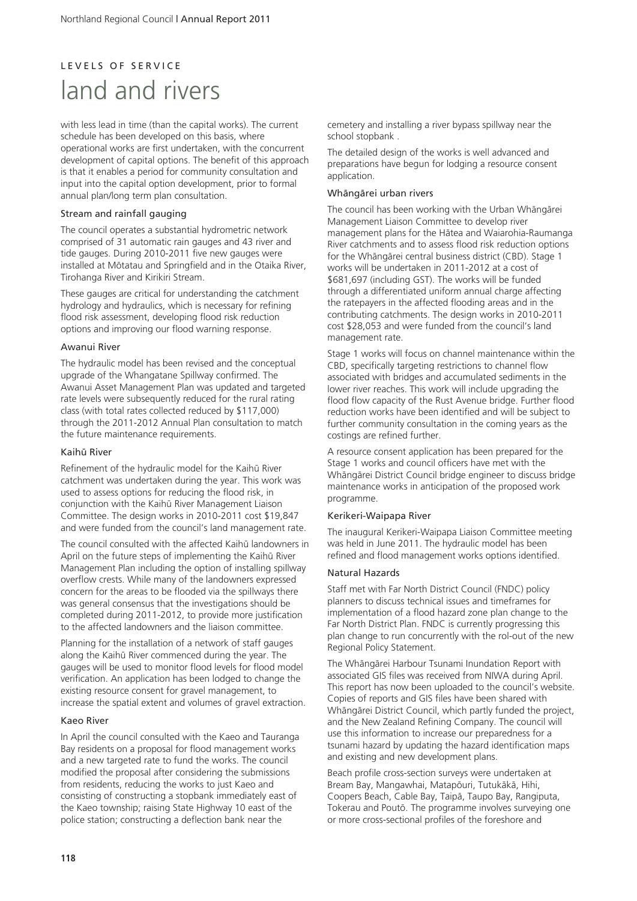LEVELS OF SERVICE

# land and rivers

with less lead in time (than the capital works). The current schedule has been developed on this basis, where operational works are first undertaken, with the concurrent development of capital options. The benefit of this approach is that it enables a period for community consultation and input into the capital option development, prior to formal annual plan/long term plan consultation.

### Stream and rainfall gauging

The council operates a substantial hydrometric network comprised of 31 automatic rain gauges and 43 river and tide gauges. During 2010-2011 five new gauges were installed at Mōtatau and Springfield and in the Otaika River, Tirohanga River and Kirikiri Stream.

These gauges are critical for understanding the catchment hydrology and hydraulics, which is necessary for refining flood risk assessment, developing flood risk reduction options and improving our flood warning response.

### Awanui River

The hydraulic model has been revised and the conceptual upgrade of the Whangatane Spillway confirmed. The Awanui Asset Management Plan was updated and targeted rate levels were subsequently reduced for the rural rating class (with total rates collected reduced by $117,000) through the 2011-2012 Annual Plan consultation to match the future maintenance requirements.

### Kaihū River

Refinement of the hydraulic model for the Kaihū River catchment was undertaken during the year. This work was used to assess options for reducing the flood risk, in conjunction with the Kaihū River Management Liaison Committee. The design works in 2010-2011 cost $19,847 and were funded from the council's land management rate.

The council consulted with the affected Kaihū landowners in April on the future steps of implementing the Kaihū River Management Plan including the option of installing spillway overflow crests. While many of the landowners expressed concern for the areas to be flooded via the spillways there was general consensus that the investigations should be completed during 2011-2012, to provide more justification to the affected landowners and the liaison committee.

Planning for the installation of a network of staff gauges along the Kaihū River commenced during the year. The gauges will be used to monitor flood levels for flood model verification. An application has been lodged to change the existing resource consent for gravel management, to increase the spatial extent and volumes of gravel extraction.

### Kaeo River

In April the council consulted with the Kaeo and Tauranga Bay residents on a proposal for flood management works and a new targeted rate to fund the works. The council modified the proposal after considering the submissions from residents, reducing the works to just Kaeo and consisting of constructing a stopbank immediately east of the Kaeo township; raising State Highway 10 east of the police station; constructing a deflection bank near the cemetery and installing a river bypass spillway near the school stopbank .

The detailed design of the works is well advanced and preparations have begun for lodging a resource consent application.

### Whāngārei urban rivers

The council has been working with the Urban Whāngārei Management Liaison Committee to develop river management plans for the Hātea and Waiarohia-Raumanga River catchments and to assess flood risk reduction options for the Whāngārei central business district (CBD). Stage 1 works will be undertaken in 2011-2012 at a cost of $681,697 (including GST). The works will be funded through a differentiated uniform annual charge affecting the ratepayers in the affected flooding areas and in the contributing catchments. The design works in 2010-2011 cost $28,053 and were funded from the council's land management rate.

Stage 1 works will focus on channel maintenance within the CBD, specifically targeting restrictions to channel flow associated with bridges and accumulated sediments in the lower river reaches. This work will include upgrading the flood flow capacity of the Rust Avenue bridge. Further flood reduction works have been identified and will be subject to further community consultation in the coming years as the costings are refined further.

A resource consent application has been prepared for the Stage 1 works and council officers have met with the Whāngārei District Council bridge engineer to discuss bridge maintenance works in anticipation of the proposed work programme.

### Kerikeri-Waipapa River

The inaugural Kerikeri-Waipapa Liaison Committee meeting was held in June 2011. The hydraulic model has been refined and flood management works options identified.

### Natural Hazards

Staff met with Far North District Council (FNDC) policy planners to discuss technical issues and timeframes for implementation of a flood hazard zone plan change to the Far North District Plan. FNDC is currently progressing this plan change to run concurrently with the rol-out of the new Regional Policy Statement.

The Whāngārei Harbour Tsunami Inundation Report with associated GIS files was received from NIWA during April. This report has now been uploaded to the council's website. Copies of reports and GIS files have been shared with Whāngārei District Council, which partly funded the project, and the New Zealand Refining Company. The council will use this information to increase our preparedness for a tsunami hazard by updating the hazard identification maps and existing and new development plans.

Beach profile cross-section surveys were undertaken at Bream Bay, Mangawhai, Matapōuri, Tutukākā, Hihi, Coopers Beach, Cable Bay, Taipā, Taupo Bay, Rangiputa, Tokerau and Poutō. The programme involves surveying one or more cross-sectional profiles of the foreshore and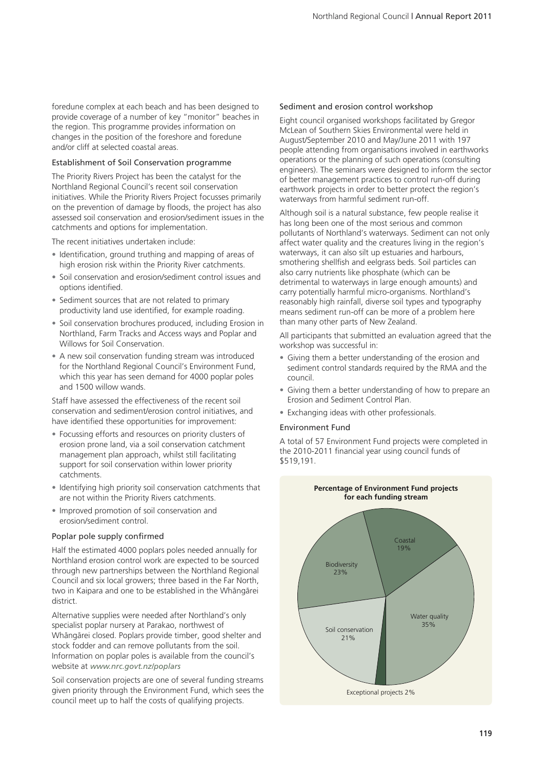foredune complex at each beach and has been designed to provide coverage of a number of key "monitor" beaches in the region. This programme provides information on changes in the position of the foreshore and foredune and/or cliff at selected coastal areas.

### Establishment of Soil Conservation programme

The Priority Rivers Project has been the catalyst for the Northland Regional Council's recent soil conservation initiatives. While the Priority Rivers Project focusses primarily on the prevention of damage by floods, the project has also assessed soil conservation and erosion/sediment issues in the catchments and options for implementation.

The recent initiatives undertaken include:

- Identification, ground truthing and mapping of areas of high erosion risk within the Priority River catchments.
- Soil conservation and erosion/sediment control issues and options identified.
- Sediment sources that are not related to primary productivity land use identified, for example roading.
- Soil conservation brochures produced, including Erosion in Northland, Farm Tracks and Access ways and Poplar and Willows for Soil Conservation.
- A new soil conservation funding stream was introduced for the Northland Regional Council's Environment Fund, which this year has seen demand for 4000 poplar poles and 1500 willow wands.

Staff have assessed the effectiveness of the recent soil conservation and sediment/erosion control initiatives, and have identified these opportunities for improvement:

- Focussing efforts and resources on priority clusters of erosion prone land, via a soil conservation catchment management plan approach, whilst still facilitating support for soil conservation within lower priority catchments.
- Identifying high priority soil conservation catchments that are not within the Priority Rivers catchments.
- Improved promotion of soil conservation and erosion/sediment control.

### Poplar pole supply confirmed

Half the estimated 4000 poplars poles needed annually for Northland erosion control work are expected to be sourced through new partnerships between the Northland Regional Council and six local growers; three based in the Far North, two in Kaipara and one to be established in the Whāngārei district.

Alternative supplies were needed after Northland's only specialist poplar nursery at Parakao, northwest of Whāngārei closed. Poplars provide timber, good shelter and stock fodder and can remove pollutants from the soil. Information on poplar poles is available from the council's website at *www.nrc.govt.nz/poplars*

Soil conservation projects are one of several funding streams given priority through the Environment Fund, which sees the council meet up to half the costs of qualifying projects.

### Sediment and erosion control workshop

Eight council organised workshops facilitated by Gregor McLean of Southern Skies Environmental were held in August/September 2010 and May/June 2011 with 197 people attending from organisations involved in earthworks operations or the planning of such operations (consulting engineers). The seminars were designed to inform the sector of better management practices to control run-off during earthwork projects in order to better protect the region's waterways from harmful sediment run-off.

Although soil is a natural substance, few people realise it has long been one of the most serious and common pollutants of Northland's waterways. Sediment can not only affect water quality and the creatures living in the region's waterways, it can also silt up estuaries and harbours, smothering shellfish and eelgrass beds. Soil particles can also carry nutrients like phosphate (which can be detrimental to waterways in large enough amounts) and carry potentially harmful micro-organisms. Northland's reasonably high rainfall, diverse soil types and typography means sediment run-off can be more of a problem here than many other parts of New Zealand.

All participants that submitted an evaluation agreed that the workshop was successful in:

- Giving them a better understanding of the erosion and sediment control standards required by the RMA and the council.
- Giving them a better understanding of how to prepare an Erosion and Sediment Control Plan.
- Exchanging ideas with other professionals.

### Environment Fund

A total of 57 Environment Fund projects were completed in the 2010-2011 financial year using council funds of $519,191.

**Percentage of Environment Fund projects for each funding stream**

| Funding stream | Percentage |
|---|---|
| Coastal | 19% |
| Water quality | 35% |
| Exceptional projects | 2% |
| Soil conservation | 21% |
| Biodiversity | 23% |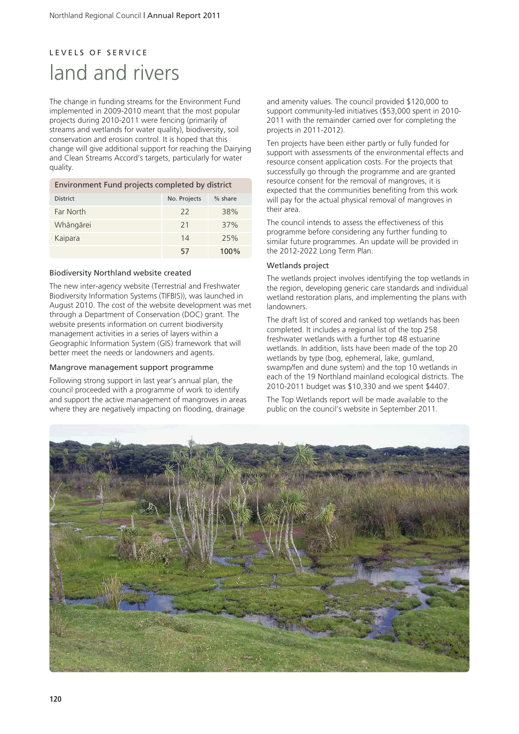LEVELS OF SERVICE

# land and rivers

The change in funding streams for the Environment Fund implemented in 2009-2010 meant that the most popular projects during 2010-2011 were fencing (primarily of streams and wetlands for water quality), biodiversity, soil conservation and erosion control. It is hoped that this change will give additional support for reaching the Dairying and Clean Streams Accord's targets, particularly for water quality.

| Environment Fund projects completed by district | | |
|---|---|---|
| District | No. Projects | % share |
| Far North | 22 | 38% |
| Whāngārei | 21 | 37% |
| Kaipara | 14 | 25% |
| | 57 | 100% |

### Biodiversity Northland website created

The new inter-agency website (Terrestrial and Freshwater Biodiversity Information Systems (TIFBIS)), was launched in August 2010. The cost of the website development was met through a Department of Conservation (DOC) grant. The website presents information on current biodiversity management activities in a series of layers within a Geographic Information System (GIS) framework that will better meet the needs or landowners and agents.

### Mangrove management support programme

Following strong support in last year's annual plan, the council proceeded with a programme of work to identify and support the active management of mangroves in areas where they are negatively impacting on flooding, drainage and amenity values. The council provided $120,000 to support community-led initiatives ($53,000 spent in 2010-2011 with the remainder carried over for completing the projects in 2011-2012).

Ten projects have been either partly or fully funded for support with assessments of the environmental effects and resource consent application costs. For the projects that successfully go through the programme and are granted resource consent for the removal of mangroves, it is expected that the communities benefiting from this work will pay for the actual physical removal of mangroves in their area.

The council intends to assess the effectiveness of this programme before considering any further funding to similar future programmes. An update will be provided in the 2012-2022 Long Term Plan.

### Wetlands project

The wetlands project involves identifying the top wetlands in the region, developing generic care standards and individual wetland restoration plans, and implementing the plans with landowners.

The draft list of scored and ranked top wetlands has been completed. It includes a regional list of the top 258 freshwater wetlands with a further top 48 estuarine wetlands. In addition, lists have been made of the top 20 wetlands by type (bog, ephemeral, lake, gumland, swamp/fen and dune system) and the top 10 wetlands in each of the 19 Northland mainland ecological districts. The 2010-2011 budget was $10,330 and we spent $4407.

The Top Wetlands report will be made available to the public on the council's website in September 2011.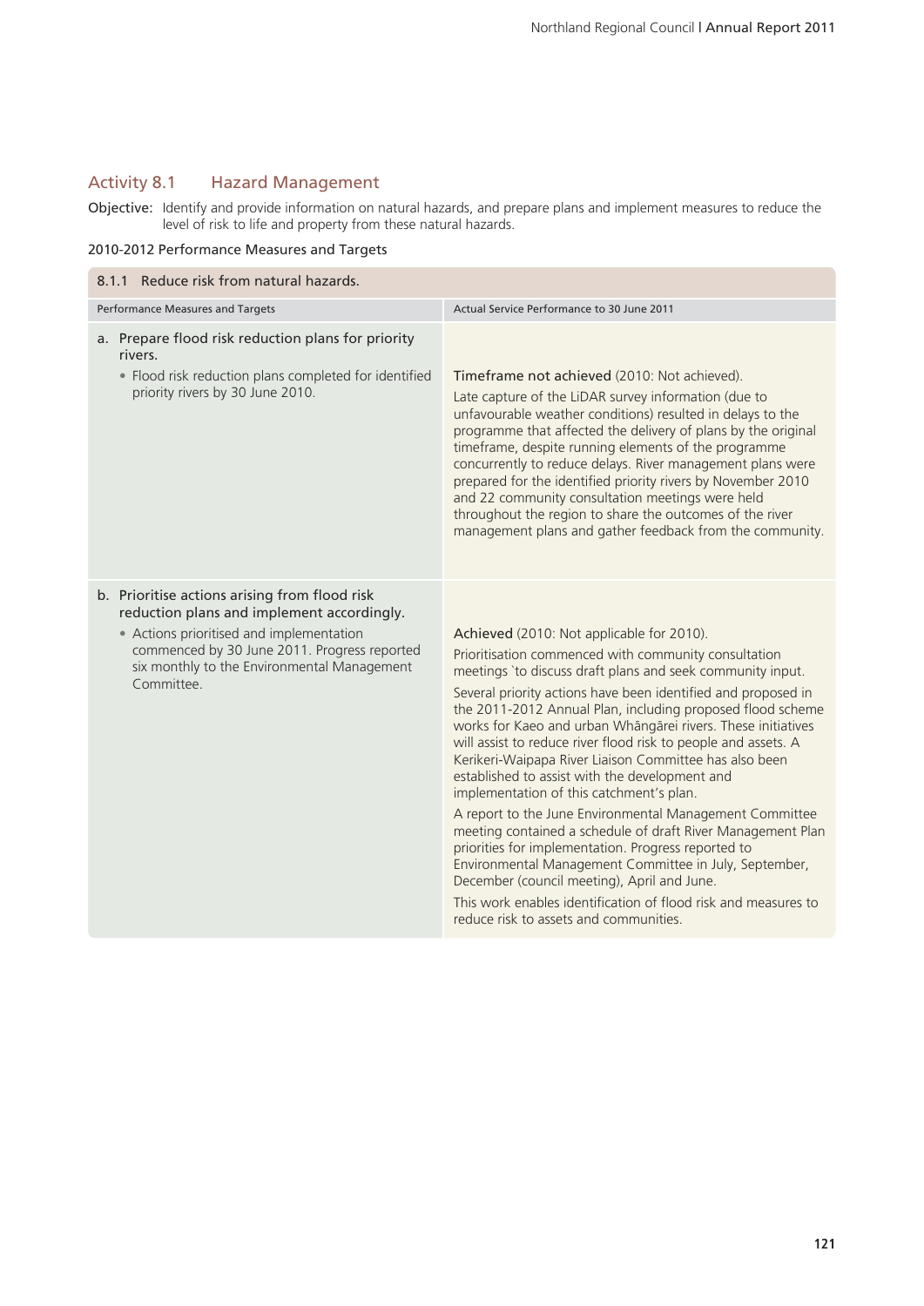## Activity 8.1 Hazard Management

**Objective:** Identify and provide information on natural hazards, and prepare plans and implement measures to reduce the level of risk to life and property from these natural hazards.

### 2010-2012 Performance Measures and Targets

| 8.1.1 Reduce risk from natural hazards. | |
|---|---|
| **Performance Measures and Targets** | **Actual Service Performance to 30 June 2011** |
| a. Prepare flood risk reduction plans for priority rivers.<br>• Flood risk reduction plans completed for identified priority rivers by 30 June 2010. | Timeframe not achieved (2010: Not achieved).<br>Late capture of the LiDAR survey information (due to unfavourable weather conditions) resulted in delays to the programme that affected the delivery of plans by the original timeframe, despite running elements of the programme concurrently to reduce delays. River management plans were prepared for the identified priority rivers by November 2010 and 22 community consultation meetings were held throughout the region to share the outcomes of the river management plans and gather feedback from the community. |
| b. Prioritise actions arising from flood risk reduction plans and implement accordingly.<br>• Actions prioritised and implementation commenced by 30 June 2011. Progress reported six monthly to the Environmental Management Committee. | Achieved (2010: Not applicable for 2010).<br>Prioritisation commenced with community consultation meetings `to discuss draft plans and seek community input.<br>Several priority actions have been identified and proposed in the 2011-2012 Annual Plan, including proposed flood scheme works for Kaeo and urban Whāngārei rivers. These initiatives will assist to reduce river flood risk to people and assets. A Kerikeri-Waipapa River Liaison Committee has also been established to assist with the development and implementation of this catchment's plan.<br>A report to the June Environmental Management Committee meeting contained a schedule of draft River Management Plan priorities for implementation. Progress reported to Environmental Management Committee in July, September, December (council meeting), April and June.<br>This work enables identification of flood risk and measures to reduce risk to assets and communities. |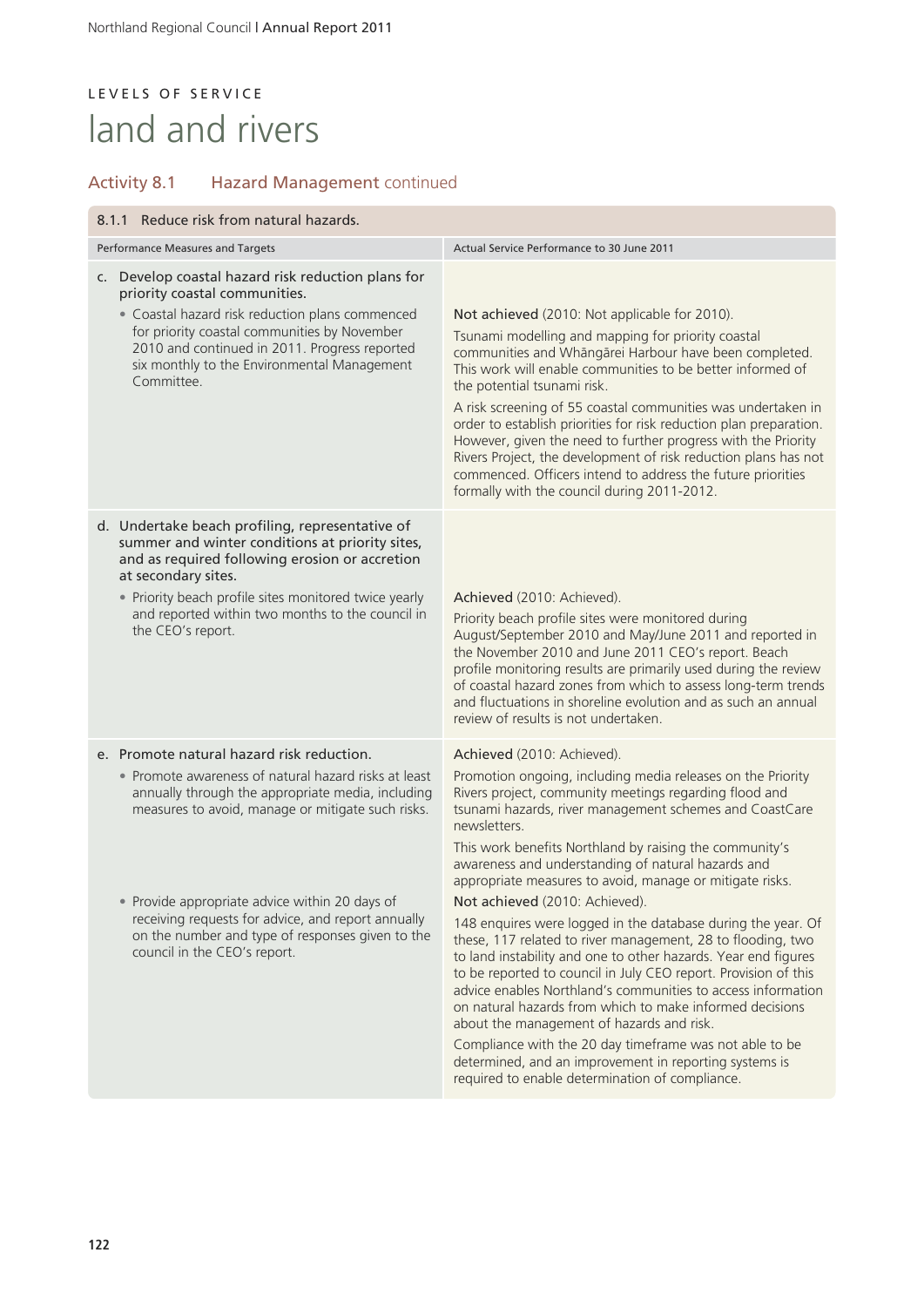LEVELS OF SERVICE

# land and rivers

## Activity 8.1 Hazard Management continued

| 8.1.1 Reduce risk from natural hazards. | |
|---|---|
| Performance Measures and Targets | Actual Service Performance to 30 June 2011 |
| c. Develop coastal hazard risk reduction plans for priority coastal communities.<br>• Coastal hazard risk reduction plans commenced for priority coastal communities by November 2010 and continued in 2011. Progress reported six monthly to the Environmental Management Committee. | Not achieved (2010: Not applicable for 2010).<br>Tsunami modelling and mapping for priority coastal communities and Whāngārei Harbour have been completed. This work will enable communities to be better informed of the potential tsunami risk.<br>A risk screening of 55 coastal communities was undertaken in order to establish priorities for risk reduction plan preparation. However, given the need to further progress with the Priority Rivers Project, the development of risk reduction plans has not commenced. Officers intend to address the future priorities formally with the council during 2011-2012. |
| d. Undertake beach profiling, representative of summer and winter conditions at priority sites, and as required following erosion or accretion at secondary sites.<br>• Priority beach profile sites monitored twice yearly and reported within two months to the council in the CEO's report. | Achieved (2010: Achieved).<br>Priority beach profile sites were monitored during August/September 2010 and May/June 2011 and reported in the November 2010 and June 2011 CEO's report. Beach profile monitoring results are primarily used during the review of coastal hazard zones from which to assess long-term trends and fluctuations in shoreline evolution and as such an annual review of results is not undertaken. |
| e. Promote natural hazard risk reduction.<br>• Promote awareness of natural hazard risks at least annually through the appropriate media, including measures to avoid, manage or mitigate such risks. | Achieved (2010: Achieved).<br>Promotion ongoing, including media releases on the Priority Rivers project, community meetings regarding flood and tsunami hazards, river management schemes and CoastCare newsletters.<br>This work benefits Northland by raising the community's awareness and understanding of natural hazards and appropriate measures to avoid, manage or mitigate risks. |
| • Provide appropriate advice within 20 days of receiving requests for advice, and report annually on the number and type of responses given to the council in the CEO's report. | Not achieved (2010: Achieved).<br>148 enquires were logged in the database during the year. Of these, 117 related to river management, 28 to flooding, two to land instability and one to other hazards. Year end figures to be reported to council in July CEO report. Provision of this advice enables Northland's communities to access information on natural hazards from which to make informed decisions about the management of hazards and risk.<br>Compliance with the 20 day timeframe was not able to be determined, and an improvement in reporting systems is required to enable determination of compliance. |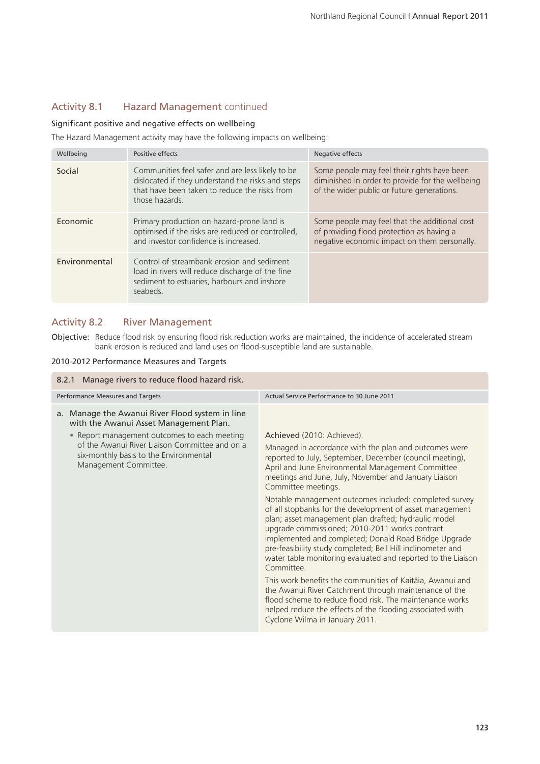## Activity 8.1 Hazard Management continued

### Significant positive and negative effects on wellbeing

The Hazard Management activity may have the following impacts on wellbeing:

| Wellbeing | Positive effects | Negative effects |
|---|---|---|
| Social | Communities feel safer and are less likely to be dislocated if they understand the risks and steps that have been taken to reduce the risks from those hazards. | Some people may feel their rights have been diminished in order to provide for the wellbeing of the wider public or future generations. |
| Economic | Primary production on hazard-prone land is optimised if the risks are reduced or controlled, and investor confidence is increased. | Some people may feel that the additional cost of providing flood protection as having a negative economic impact on them personally. |
| Environmental | Control of streambank erosion and sediment load in rivers will reduce discharge of the fine sediment to estuaries, harbours and inshore seabeds. | |

## Activity 8.2 River Management

**Objective:** Reduce flood risk by ensuring flood risk reduction works are maintained, the incidence of accelerated stream bank erosion is reduced and land uses on flood-susceptible land are sustainable.

### 2010-2012 Performance Measures and Targets

**8.2.1 Manage rivers to reduce flood hazard risk.**

| Performance Measures and Targets | Actual Service Performance to 30 June 2011 |
|---|---|
| a. Manage the Awanui River Flood system in line with the Awanui Asset Management Plan.<br>• Report management outcomes to each meeting of the Awanui River Liaison Committee and on a six-monthly basis to the Environmental Management Committee. | Achieved (2010: Achieved).<br>Managed in accordance with the plan and outcomes were reported to July, September, December (council meeting), April and June Environmental Management Committee meetings and June, July, November and January Liaison Committee meetings.<br>Notable management outcomes included: completed survey of all stopbanks for the development of asset management plan; asset management plan drafted; hydraulic model upgrade commissioned; 2010-2011 works contract implemented and completed; Donald Road Bridge Upgrade pre-feasibility study completed; Bell Hill inclinometer and water table monitoring evaluated and reported to the Liaison Committee.<br>This work benefits the communities of Kaitāia, Awanui and the Awanui River Catchment through maintenance of the flood scheme to reduce flood risk. The maintenance works helped reduce the effects of the flooding associated with Cyclone Wilma in January 2011. |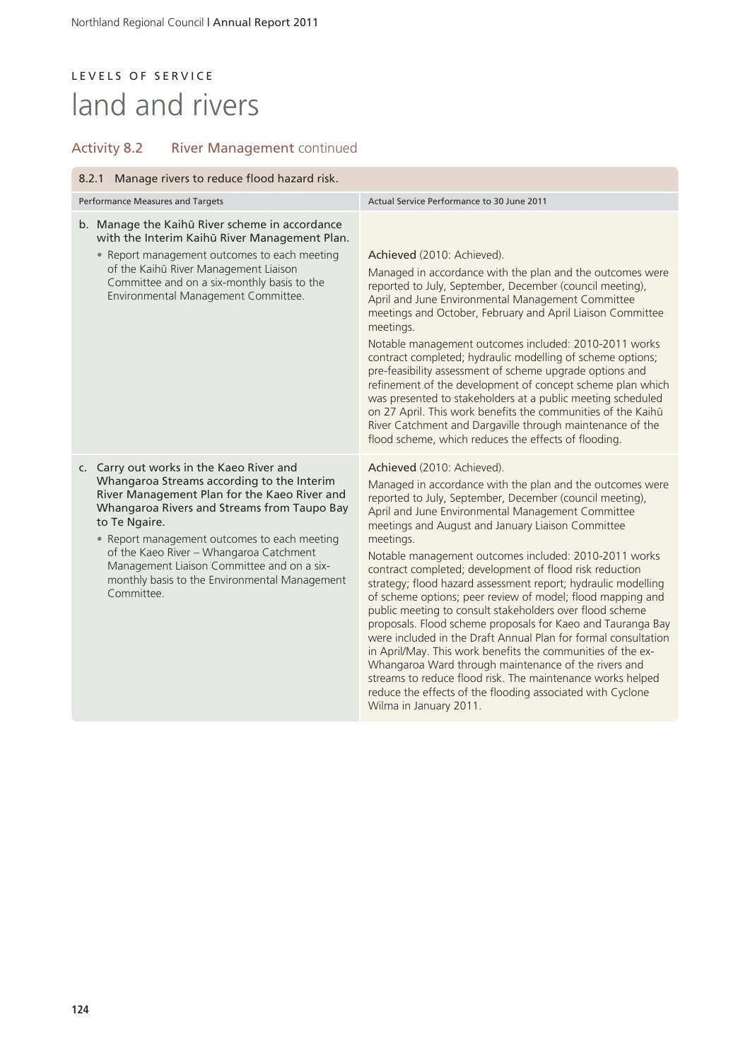LEVELS OF SERVICE

# land and rivers

## Activity 8.2 River Management continued

| 8.2.1 Manage rivers to reduce flood hazard risk. | |
|---|---|
| Performance Measures and Targets | Actual Service Performance to 30 June 2011 |
| b. Manage the Kaihū River scheme in accordance with the Interim Kaihū River Management Plan.<br>• Report management outcomes to each meeting of the Kaihū River Management Liaison Committee and on a six-monthly basis to the Environmental Management Committee. | Achieved (2010: Achieved).<br>Managed in accordance with the plan and the outcomes were reported to July, September, December (council meeting), April and June Environmental Management Committee meetings and October, February and April Liaison Committee meetings.<br>Notable management outcomes included: 2010-2011 works contract completed; hydraulic modelling of scheme options; pre-feasibility assessment of scheme upgrade options and refinement of the development of concept scheme plan which was presented to stakeholders at a public meeting scheduled on 27 April. This work benefits the communities of the Kaihū River Catchment and Dargaville through maintenance of the flood scheme, which reduces the effects of flooding. |
| c. Carry out works in the Kaeo River and Whangaroa Streams according to the Interim River Management Plan for the Kaeo River and Whangaroa Rivers and Streams from Taupo Bay to Te Ngaire.<br>• Report management outcomes to each meeting of the Kaeo River – Whangaroa Catchment Management Liaison Committee and on a six-monthly basis to the Environmental Management Committee. | Achieved (2010: Achieved).<br>Managed in accordance with the plan and the outcomes were reported to July, September, December (council meeting), April and June Environmental Management Committee meetings and August and January Liaison Committee meetings.<br>Notable management outcomes included: 2010-2011 works contract completed; development of flood risk reduction strategy; flood hazard assessment report; hydraulic modelling of scheme options; peer review of model; flood mapping and public meeting to consult stakeholders over flood scheme proposals. Flood scheme proposals for Kaeo and Tauranga Bay were included in the Draft Annual Plan for formal consultation in April/May. This work benefits the communities of the ex-Whangaroa Ward through maintenance of the rivers and streams to reduce flood risk. The maintenance works helped reduce the effects of the flooding associated with Cyclone Wilma in January 2011. |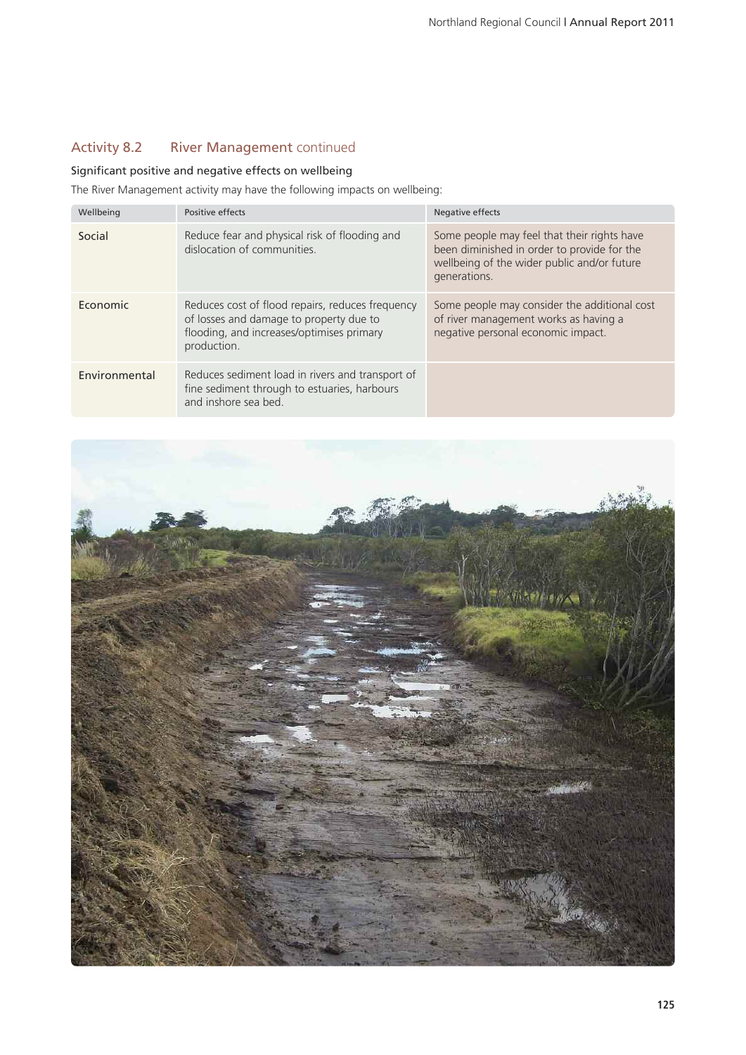## Activity 8.2 River Management continued

### Significant positive and negative effects on wellbeing

The River Management activity may have the following impacts on wellbeing:

| Wellbeing | Positive effects | Negative effects |
|---|---|---|
| Social | Reduce fear and physical risk of flooding and dislocation of communities. | Some people may feel that their rights have been diminished in order to provide for the wellbeing of the wider public and/or future generations. |
| Economic | Reduces cost of flood repairs, reduces frequency of losses and damage to property due to flooding, and increases/optimises primary production. | Some people may consider the additional cost of river management works as having a negative personal economic impact. |
| Environmental | Reduces sediment load in rivers and transport of fine sediment through to estuaries, harbours and inshore sea bed. | |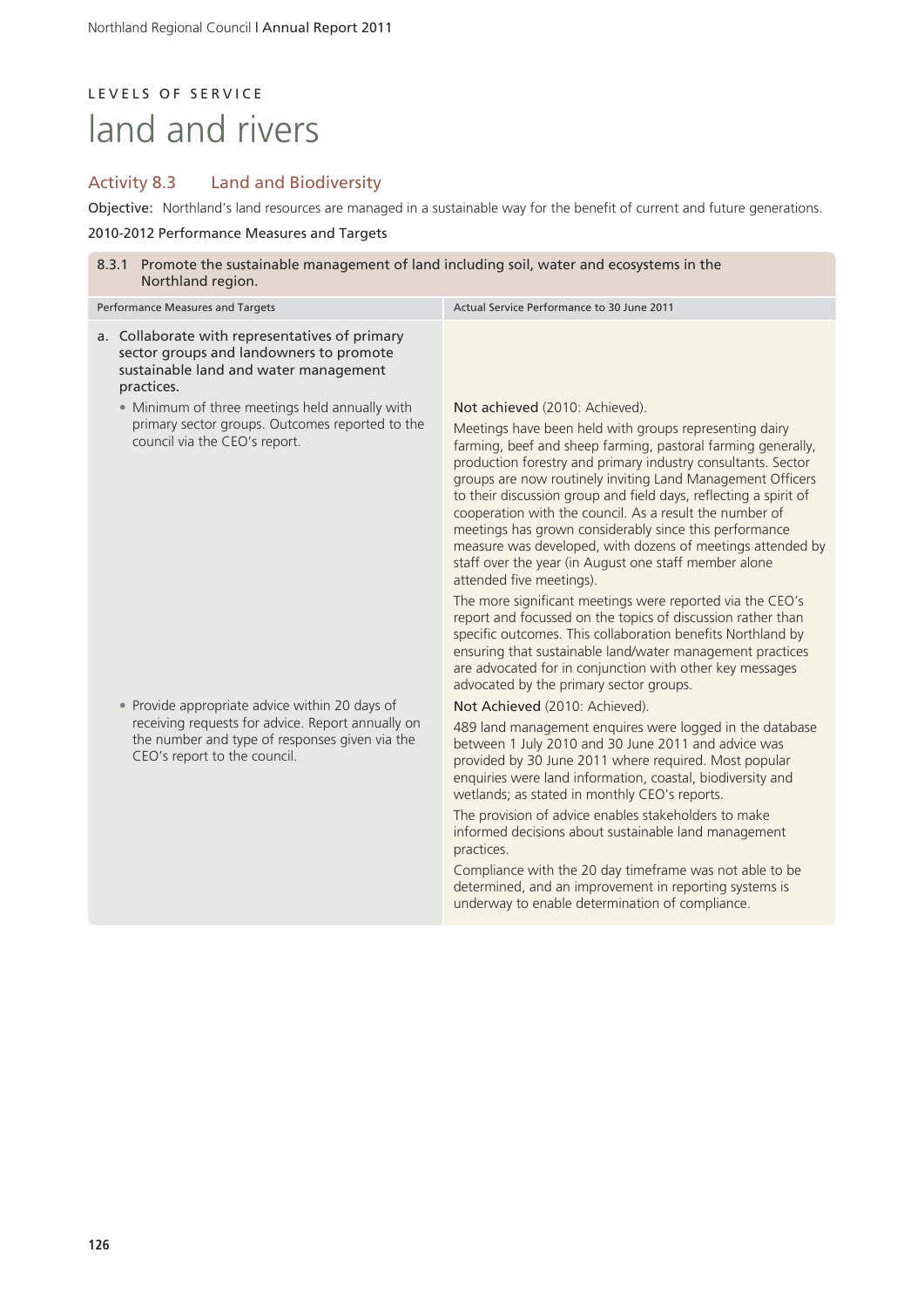LEVELS OF SERVICE

# land and rivers

## Activity 8.3 Land and Biodiversity

**Objective:** Northland's land resources are managed in a sustainable way for the benefit of current and future generations.

2010-2012 Performance Measures and Targets

**8.3.1 Promote the sustainable management of land including soil, water and ecosystems in the Northland region.**

| Performance Measures and Targets | Actual Service Performance to 30 June 2011 |
|---|---|
| a. Collaborate with representatives of primary sector groups and landowners to promote sustainable land and water management practices. | |
| • Minimum of three meetings held annually with primary sector groups. Outcomes reported to the council via the CEO's report. | Not achieved (2010: Achieved).<br><br>Meetings have been held with groups representing dairy farming, beef and sheep farming, pastoral farming generally, production forestry and primary industry consultants. Sector groups are now routinely inviting Land Management Officers to their discussion group and field days, reflecting a spirit of cooperation with the council. As a result the number of meetings has grown considerably since this performance measure was developed, with dozens of meetings attended by staff over the year (in August one staff member alone attended five meetings).<br><br>The more significant meetings were reported via the CEO's report and focussed on the topics of discussion rather than specific outcomes. This collaboration benefits Northland by ensuring that sustainable land/water management practices are advocated for in conjunction with other key messages advocated by the primary sector groups. |
| • Provide appropriate advice within 20 days of receiving requests for advice. Report annually on the number and type of responses given via the CEO's report to the council. | Not Achieved (2010: Achieved).<br><br>489 land management enquires were logged in the database between 1 July 2010 and 30 June 2011 and advice was provided by 30 June 2011 where required. Most popular enquiries were land information, coastal, biodiversity and wetlands; as stated in monthly CEO's reports.<br><br>The provision of advice enables stakeholders to make informed decisions about sustainable land management practices.<br><br>Compliance with the 20 day timeframe was not able to be determined, and an improvement in reporting systems is underway to enable determination of compliance. |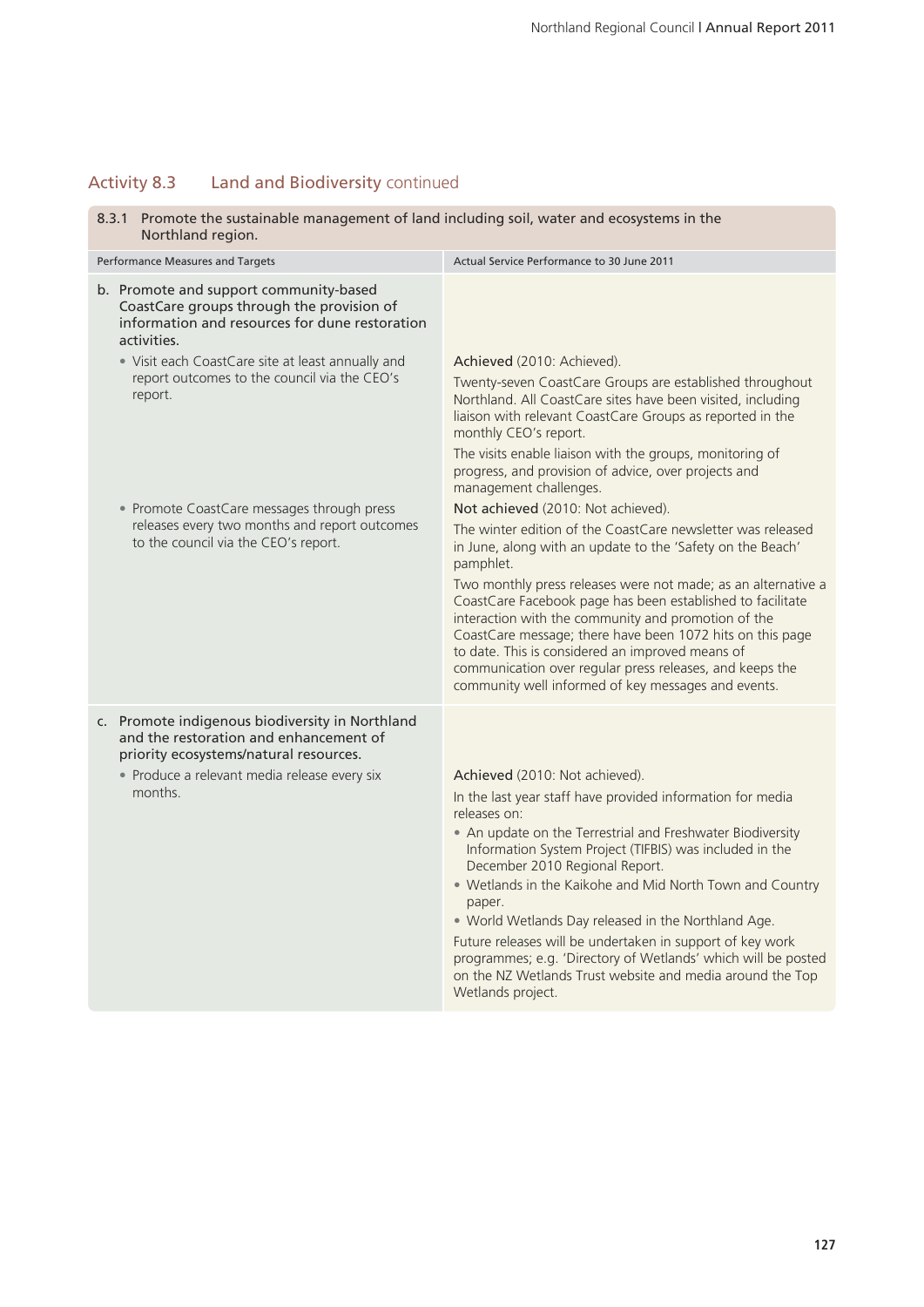## Activity 8.3 Land and Biodiversity continued

| 8.3.1 Promote the sustainable management of land including soil, water and ecosystems in the Northland region. | |
|---|---|
| **Performance Measures and Targets** | **Actual Service Performance to 30 June 2011** |
| b. Promote and support community-based CoastCare groups through the provision of information and resources for dune restoration activities. | |
| • Visit each CoastCare site at least annually and report outcomes to the council via the CEO's report. | Achieved (2010: Achieved).<br><br>Twenty-seven CoastCare Groups are established throughout Northland. All CoastCare sites have been visited, including liaison with relevant CoastCare Groups as reported in the monthly CEO's report.<br><br>The visits enable liaison with the groups, monitoring of progress, and provision of advice, over projects and management challenges. |
| • Promote CoastCare messages through press releases every two months and report outcomes to the council via the CEO's report. | Not achieved (2010: Not achieved).<br><br>The winter edition of the CoastCare newsletter was released in June, along with an update to the 'Safety on the Beach' pamphlet.<br><br>Two monthly press releases were not made; as an alternative a CoastCare Facebook page has been established to facilitate interaction with the community and promotion of the CoastCare message; there have been 1072 hits on this page to date. This is considered an improved means of communication over regular press releases, and keeps the community well informed of key messages and events. |
| c. Promote indigenous biodiversity in Northland and the restoration and enhancement of priority ecosystems/natural resources. | |
| • Produce a relevant media release every six months. | Achieved (2010: Not achieved).<br><br>In the last year staff have provided information for media releases on:<br>• An update on the Terrestrial and Freshwater Biodiversity Information System Project (TIFBIS) was included in the December 2010 Regional Report.<br>• Wetlands in the Kaikohe and Mid North Town and Country paper.<br>• World Wetlands Day released in the Northland Age.<br><br>Future releases will be undertaken in support of key work programmes; e.g. 'Directory of Wetlands' which will be posted on the NZ Wetlands Trust website and media around the Top Wetlands project. |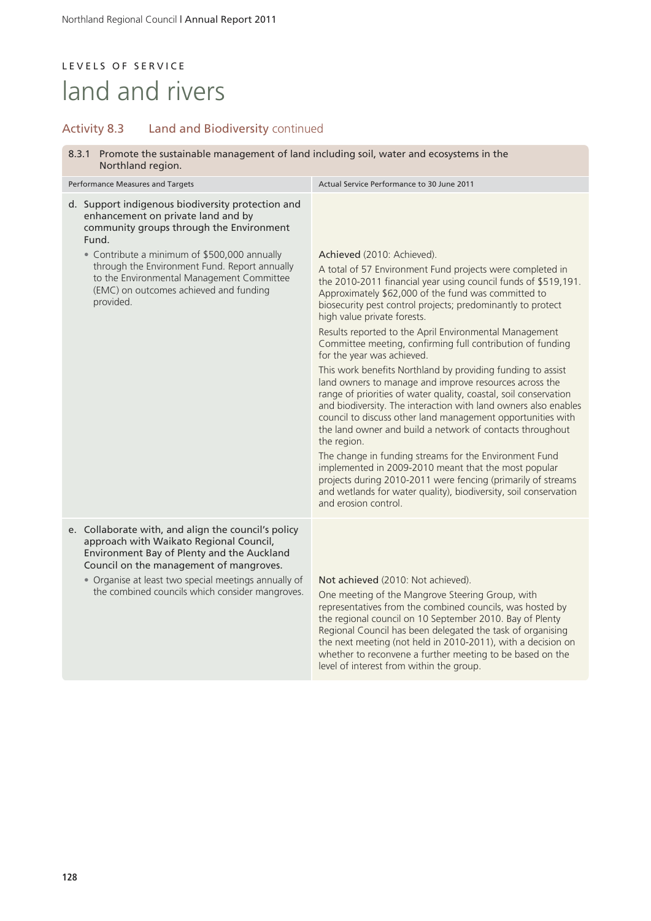LEVELS OF SERVICE

# land and rivers

## Activity 8.3 Land and Biodiversity continued

**8.3.1 Promote the sustainable management of land including soil, water and ecosystems in the Northland region.**

| Performance Measures and Targets | Actual Service Performance to 30 June 2011 |
|---|---|
| d. Support indigenous biodiversity protection and enhancement on private land and by community groups through the Environment Fund.<br>• Contribute a minimum of $500,000 annually through the Environment Fund. Report annually to the Environmental Management Committee (EMC) on outcomes achieved and funding provided. | Achieved (2010: Achieved).<br>A total of 57 Environment Fund projects were completed in the 2010-2011 financial year using council funds of $519,191. Approximately $62,000 of the fund was committed to biosecurity pest control projects; predominantly to protect high value private forests.<br>Results reported to the April Environmental Management Committee meeting, confirming full contribution of funding for the year was achieved.<br>This work benefits Northland by providing funding to assist land owners to manage and improve resources across the range of priorities of water quality, coastal, soil conservation and biodiversity. The interaction with land owners also enables council to discuss other land management opportunities with the land owner and build a network of contacts throughout the region.<br>The change in funding streams for the Environment Fund implemented in 2009-2010 meant that the most popular projects during 2010-2011 were fencing (primarily of streams and wetlands for water quality), biodiversity, soil conservation and erosion control. |
| e. Collaborate with, and align the council's policy approach with Waikato Regional Council, Environment Bay of Plenty and the Auckland Council on the management of mangroves.<br>• Organise at least two special meetings annually of the combined councils which consider mangroves. | Not achieved (2010: Not achieved).<br>One meeting of the Mangrove Steering Group, with representatives from the combined councils, was hosted by the regional council on 10 September 2010. Bay of Plenty Regional Council has been delegated the task of organising the next meeting (not held in 2010-2011), with a decision on whether to reconvene a further meeting to be based on the level of interest from within the group. |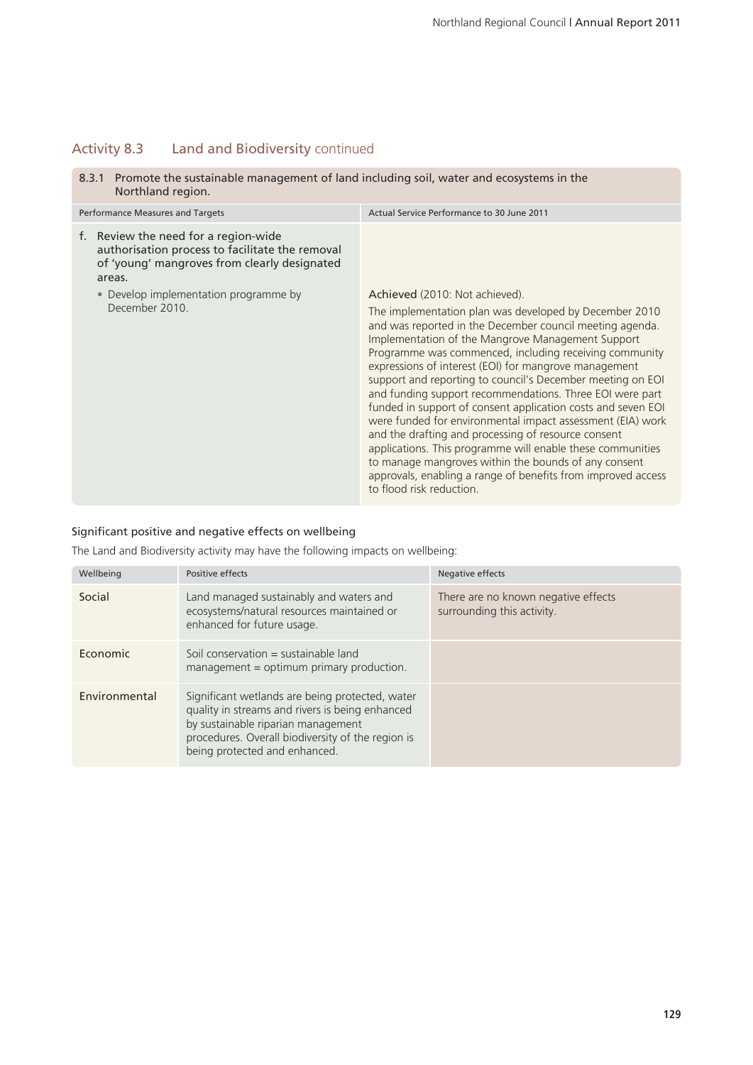## Activity 8.3 Land and Biodiversity continued

| 8.3.1 Promote the sustainable management of land including soil, water and ecosystems in the Northland region. | |
|---|---|
| **Performance Measures and Targets** | **Actual Service Performance to 30 June 2011** |
| f. Review the need for a region-wide authorisation process to facilitate the removal of 'young' mangroves from clearly designated areas.<br>• Develop implementation programme by December 2010. | Achieved (2010: Not achieved).<br>The implementation plan was developed by December 2010 and was reported in the December council meeting agenda. Implementation of the Mangrove Management Support Programme was commenced, including receiving community expressions of interest (EOI) for mangrove management support and reporting to council's December meeting on EOI and funding support recommendations. Three EOI were part funded in support of consent application costs and seven EOI were funded for environmental impact assessment (EIA) work and the drafting and processing of resource consent applications. This programme will enable these communities to manage mangroves within the bounds of any consent approvals, enabling a range of benefits from improved access to flood risk reduction. |

### Significant positive and negative effects on wellbeing

The Land and Biodiversity activity may have the following impacts on wellbeing:

| Wellbeing | Positive effects | Negative effects |
|---|---|---|
| Social | Land managed sustainably and waters and ecosystems/natural resources maintained or enhanced for future usage. | There are no known negative effects surrounding this activity. |
| Economic | Soil conservation = sustainable land management = optimum primary production. | |
| Environmental | Significant wetlands are being protected, water quality in streams and rivers is being enhanced by sustainable riparian management procedures. Overall biodiversity of the region is being protected and enhanced. | |